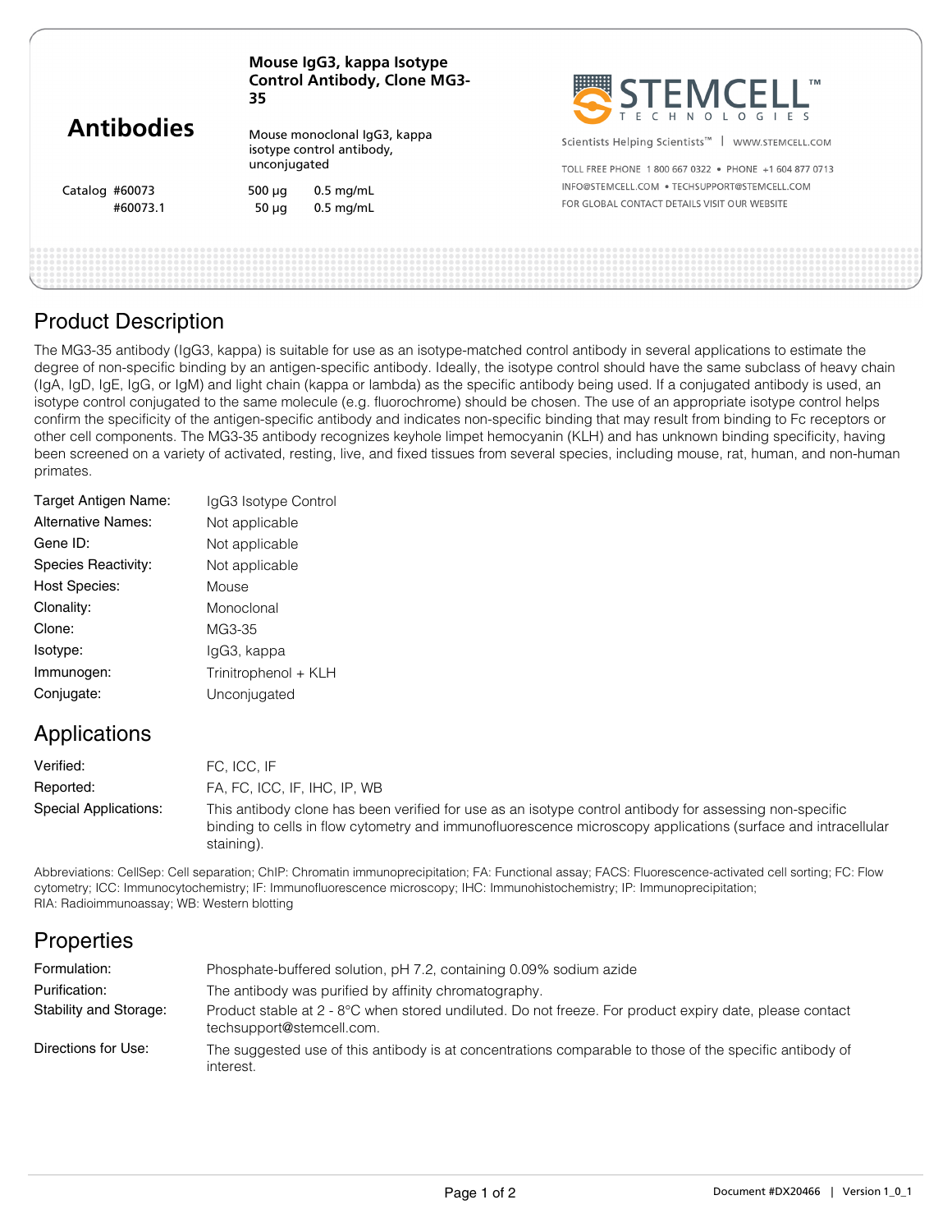# Antibodies

**Mouse IgG3, kappa Isotype Control Antibody, Clone MG3-35**

Mouse monoclonal IgG3, kappa isotype control antibody, unconjugated

| Catalog | | |
|---|---|---|
| #60073 | 500 µg | 0.5 mg/mL |
| #60073.1 | 50 µg | 0.5 mg/mL |

STEMCELL™ TECHNOLOGIES

Scientists Helping Scientists™ | WWW.STEMCELL.COM

TOLL FREE PHONE 1 800 667 0322 • PHONE +1 604 877 0713

INFO@STEMCELL.COM • TECHSUPPORT@STEMCELL.COM

FOR GLOBAL CONTACT DETAILS VISIT OUR WEBSITE

## Product Description

The MG3-35 antibody (IgG3, kappa) is suitable for use as an isotype-matched control antibody in several applications to estimate the degree of non-specific binding by an antigen-specific antibody. Ideally, the isotype control should have the same subclass of heavy chain (IgA, IgD, IgE, IgG, or IgM) and light chain (kappa or lambda) as the specific antibody being used. If a conjugated antibody is used, an isotype control conjugated to the same molecule (e.g. fluorochrome) should be chosen. The use of an appropriate isotype control helps confirm the specificity of the antigen-specific antibody and indicates non-specific binding that may result from binding to Fc receptors or other cell components. The MG3-35 antibody recognizes keyhole limpet hemocyanin (KLH) and has unknown binding specificity, having been screened on a variety of activated, resting, live, and fixed tissues from several species, including mouse, rat, human, and non-human primates.

| | |
|---|---|
| Target Antigen Name: | IgG3 Isotype Control |
| Alternative Names: | Not applicable |
| Gene ID: | Not applicable |
| Species Reactivity: | Not applicable |
| Host Species: | Mouse |
| Clonality: | Monoclonal |
| Clone: | MG3-35 |
| Isotype: | IgG3, kappa |
| Immunogen: | Trinitrophenol + KLH |
| Conjugate: | Unconjugated |

## Applications

| | |
|---|---|
| Verified: | FC, ICC, IF |
| Reported: | FA, FC, ICC, IF, IHC, IP, WB |
| Special Applications: | This antibody clone has been verified for use as an isotype control antibody for assessing non-specific binding to cells in flow cytometry and immunofluorescence microscopy applications (surface and intracellular staining). |

Abbreviations: CellSep: Cell separation; ChIP: Chromatin immunoprecipitation; FA: Functional assay; FACS: Fluorescence-activated cell sorting; FC: Flow cytometry; ICC: Immunocytochemistry; IF: Immunofluorescence microscopy; IHC: Immunohistochemistry; IP: Immunoprecipitation; RIA: Radioimmunoassay; WB: Western blotting

## Properties

| | |
|---|---|
| Formulation: | Phosphate-buffered solution, pH 7.2, containing 0.09% sodium azide |
| Purification: | The antibody was purified by affinity chromatography. |
| Stability and Storage: | Product stable at 2 - 8°C when stored undiluted. Do not freeze. For product expiry date, please contact techsupport@stemcell.com. |
| Directions for Use: | The suggested use of this antibody is at concentrations comparable to those of the specific antibody of interest. |

Document #DX20466 | Version 1_0_1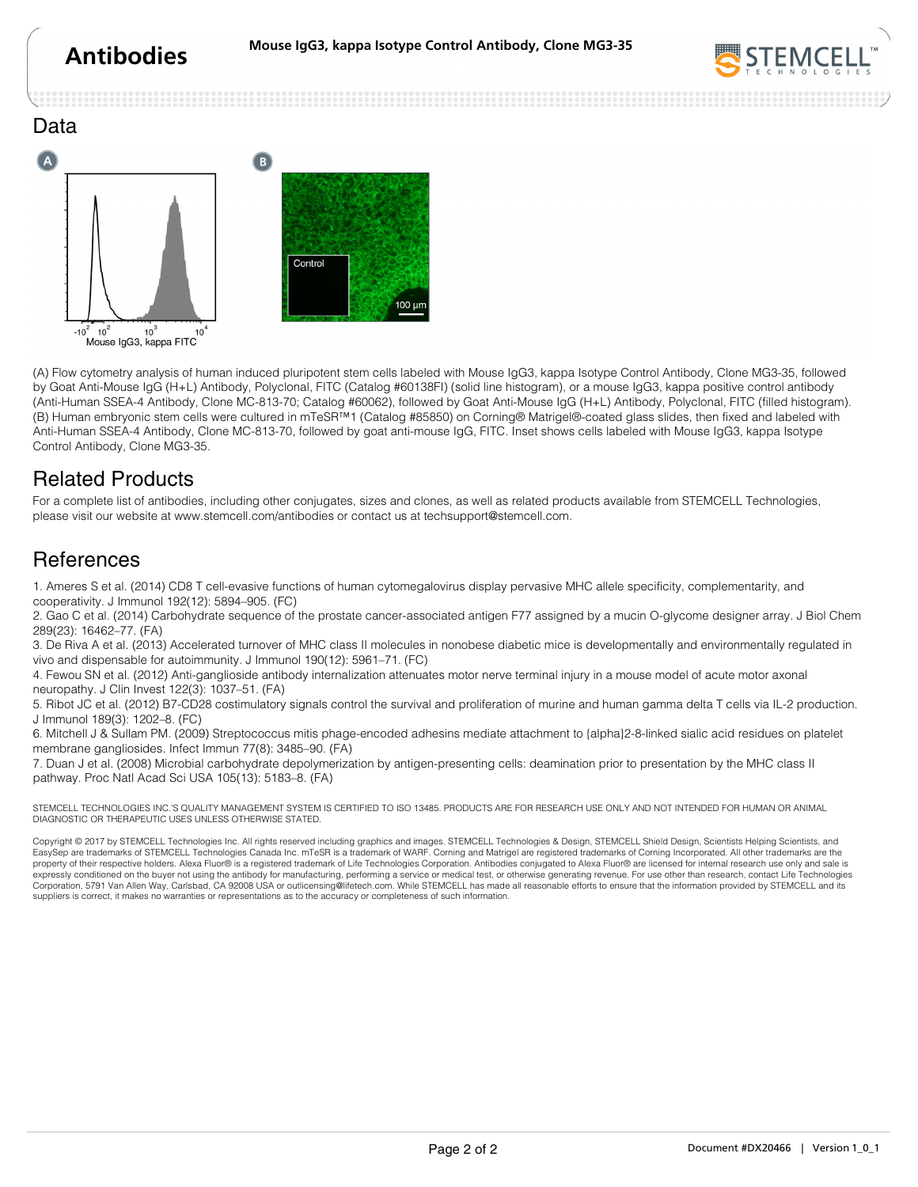## Data

A

$-10^2$ $10^2$ $10^3$ $10^4$

Mouse IgG3, kappa FITC

B

Control

100 µm

(A) Flow cytometry analysis of human induced pluripotent stem cells labeled with Mouse IgG3, kappa Isotype Control Antibody, Clone MG3-35, followed by Goat Anti-Mouse IgG (H+L) Antibody, Polyclonal, FITC (Catalog #60138FI) (solid line histogram), or a mouse IgG3, kappa positive control antibody (Anti-Human SSEA-4 Antibody, Clone MC-813-70; Catalog #60062), followed by Goat Anti-Mouse IgG (H+L) Antibody, Polyclonal, FITC (filled histogram).
(B) Human embryonic stem cells were cultured in mTeSR™1 (Catalog #85850) on Corning® Matrigel®-coated glass slides, then fixed and labeled with Anti-Human SSEA-4 Antibody, Clone MC-813-70, followed by goat anti-mouse IgG, FITC. Inset shows cells labeled with Mouse IgG3, kappa Isotype Control Antibody, Clone MG3-35.

## Related Products

For a complete list of antibodies, including other conjugates, sizes and clones, as well as related products available from STEMCELL Technologies, please visit our website at www.stemcell.com/antibodies or contact us at techsupport@stemcell.com.

## References

1. Ameres S et al. (2014) CD8 T cell-evasive functions of human cytomegalovirus display pervasive MHC allele specificity, complementarity, and cooperativity. J Immunol 192(12): 5894–905. (FC)
2. Gao C et al. (2014) Carbohydrate sequence of the prostate cancer-associated antigen F77 assigned by a mucin O-glycome designer array. J Biol Chem 289(23): 16462–77. (FA)
3. De Riva A et al. (2013) Accelerated turnover of MHC class II molecules in nonobese diabetic mice is developmentally and environmentally regulated in vivo and dispensable for autoimmunity. J Immunol 190(12): 5961–71. (FC)
4. Fewou SN et al. (2012) Anti-ganglioside antibody internalization attenuates motor nerve terminal injury in a mouse model of acute motor axonal neuropathy. J Clin Invest 122(3): 1037–51. (FA)
5. Ribot JC et al. (2012) B7-CD28 costimulatory signals control the survival and proliferation of murine and human gamma delta T cells via IL-2 production. J Immunol 189(3): 1202–8. (FC)
6. Mitchell J & Sullam PM. (2009) Streptococcus mitis phage-encoded adhesins mediate attachment to {alpha}2-8-linked sialic acid residues on platelet membrane gangliosides. Infect Immun 77(8): 3485–90. (FA)
7. Duan J et al. (2008) Microbial carbohydrate depolymerization by antigen-presenting cells: deamination prior to presentation by the MHC class II pathway. Proc Natl Acad Sci USA 105(13): 5183–8. (FA)

STEMCELL TECHNOLOGIES INC.'S QUALITY MANAGEMENT SYSTEM IS CERTIFIED TO ISO 13485. PRODUCTS ARE FOR RESEARCH USE ONLY AND NOT INTENDED FOR HUMAN OR ANIMAL DIAGNOSTIC OR THERAPEUTIC USES UNLESS OTHERWISE STATED.

Copyright © 2017 by STEMCELL Technologies Inc. All rights reserved including graphics and images. STEMCELL Technologies & Design, STEMCELL Shield Design, Scientists Helping Scientists, and EasySep are trademarks of STEMCELL Technologies Canada Inc. mTeSR is a trademark of WARF. Corning and Matrigel are registered trademarks of Corning Incorporated. All other trademarks are the property of their respective holders. Alexa Fluor® is a registered trademark of Life Technologies Corporation. Antibodies conjugated to Alexa Fluor® are licensed for internal research use only and sale is expressly conditioned on the buyer not using the antibody for manufacturing, performing a service or medical test, or otherwise generating revenue. For use other than research, contact Life Technologies Corporation, 5791 Van Allen Way, Carlsbad, CA 92008 USA or outlicensing@lifetech.com. While STEMCELL has made all reasonable efforts to ensure that the information provided by STEMCELL and its suppliers is correct, it makes no warranties or representations as to the accuracy or completeness of such information.